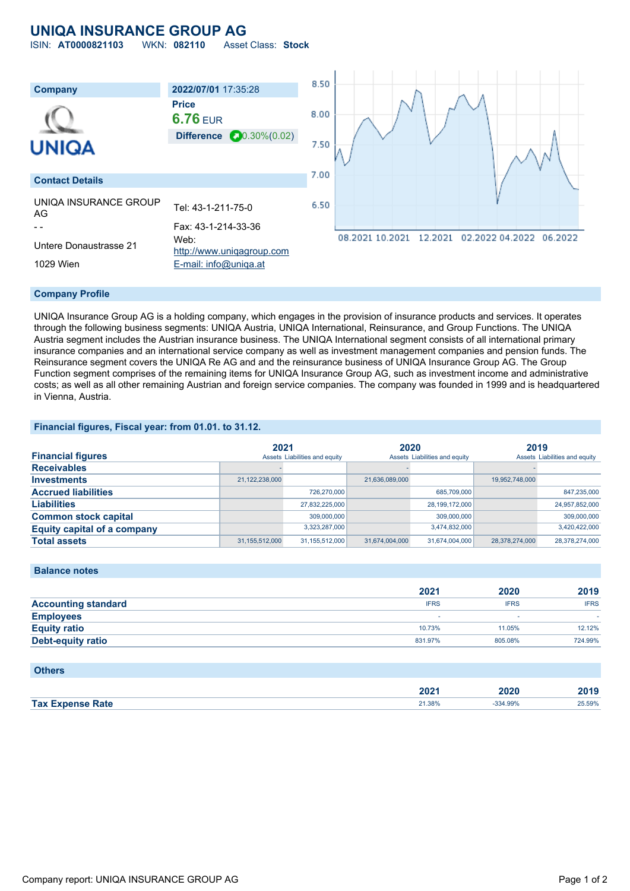# UNIQA INSURANCE GROUP AG

ISIN: **AT0000821103** WKN: **082110** Asset Class: **Stock**

| Company | 2022/07/01 17:35:28 |
|---|---|
| | **Price** |
| | **6.76** EUR |
| | **Difference** 0.30%(0.02) |

## Contact Details

UNIQA INSURANCE GROUP AG
- -
Untere Donaustrasse 21
1029 Wien

Tel: 43-1-211-75-0
Fax: 43-1-214-33-36
Web: http://www.uniqagroup.com
E-mail: info@uniqa.at

## Company Profile

UNIQA Insurance Group AG is a holding company, which engages in the provision of insurance products and services. It operates through the following business segments: UNIQA Austria, UNIQA International, Reinsurance, and Group Functions. The UNIQA Austria segment includes the Austrian insurance business. The UNIQA International segment consists of all international primary insurance companies and an international service company as well as investment management companies and pension funds. The Reinsurance segment covers the UNIQA Re AG and and the reinsurance business of UNIQA Insurance Group AG. The Group Function segment comprises of the remaining items for UNIQA Insurance Group AG, such as investment income and administrative costs; as well as all other remaining Austrian and foreign service companies. The company was founded in 1999 and is headquartered in Vienna, Austria.

## Financial figures, Fiscal year: from 01.01. to 31.12.

| Financial figures | 2021 | | 2020 | | 2019 | |
|---|---|---|---|---|---|---|
| | Assets | Liabilities and equity | Assets | Liabilities and equity | Assets | Liabilities and equity |
| **Receivables** | - | | - | | - | |
| **Investments** | 21,122,238,000 | | 21,636,089,000 | | 19,952,748,000 | |
| **Accrued liabilities** | | 726,270,000 | | 685,709,000 | | 847,235,000 |
| **Liabilities** | | 27,832,225,000 | | 28,199,172,000 | | 24,957,852,000 |
| **Common stock capital** | | 309,000,000 | | 309,000,000 | | 309,000,000 |
| **Equity capital of a company** | | 3,323,287,000 | | 3,474,832,000 | | 3,420,422,000 |
| **Total assets** | 31,155,512,000 | 31,155,512,000 | 31,674,004,000 | 31,674,004,000 | 28,378,274,000 | 28,378,274,000 |

## Balance notes

| | 2021 | 2020 | 2019 |
|---|---|---|---|
| **Accounting standard** | IFRS | IFRS | IFRS |
| **Employees** | - | - | - |
| **Equity ratio** | 10.73% | 11.05% | 12.12% |
| **Debt-equity ratio** | 831.97% | 805.08% | 724.99% |

## Others

| | 2021 | 2020 | 2019 |
|---|---|---|---|
| **Tax Expense Rate** | 21.38% | -334.99% | 25.59% |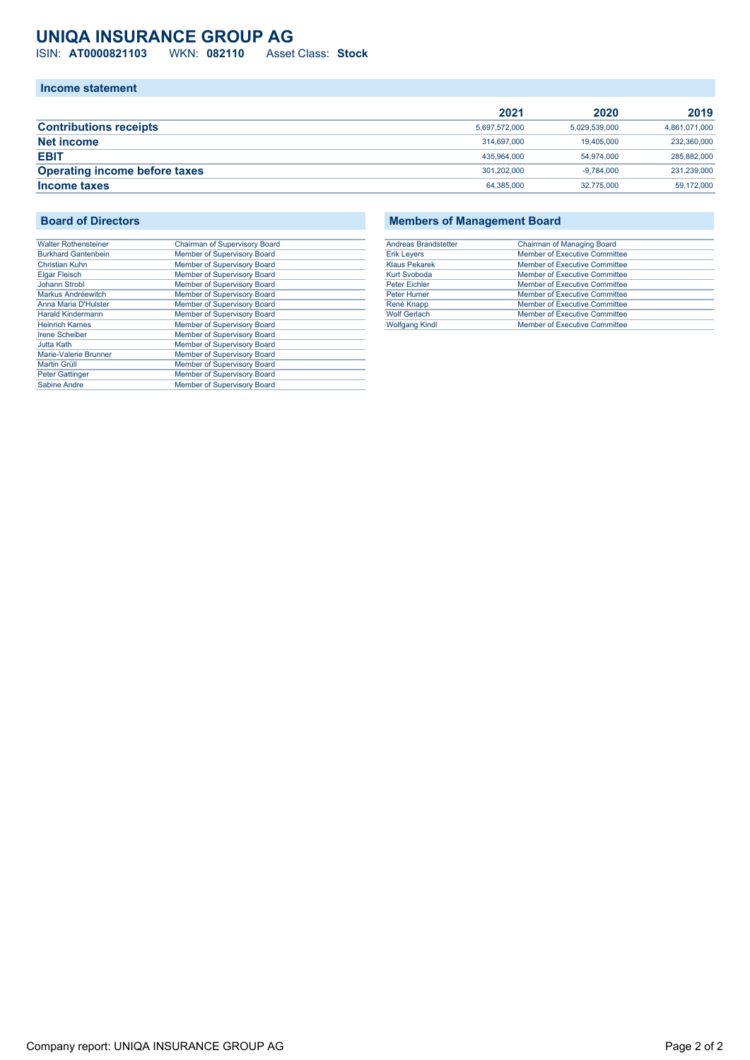# UNIQA INSURANCE GROUP AG

ISIN: **AT0000821103** WKN: **082110** Asset Class: **Stock**

## Income statement

| | 2021 | 2020 | 2019 |
|---|---|---|---|
| **Contributions receipts** | 5,697,572,000 | 5,029,539,000 | 4,861,071,000 |
| **Net income** | 314,697,000 | 19,405,000 | 232,360,000 |
| **EBIT** | 435,964,000 | 54,974,000 | 285,882,000 |
| **Operating income before taxes** | 301,202,000 | -9,784,000 | 231,239,000 |
| **Income taxes** | 64,385,000 | 32,775,000 | 59,172,000 |

## Board of Directors

| | |
|---|---|
| Walter Rothensteiner | Chairman of Supervisory Board |
| Burkhard Gantenbein | Member of Supervisory Board |
| Christian Kuhn | Member of Supervisory Board |
| Elgar Fleisch | Member of Supervisory Board |
| Johann Strobl | Member of Supervisory Board |
| Markus Andréewitch | Member of Supervisory Board |
| Anna Maria D'Hulster | Member of Supervisory Board |
| Harald Kindermann | Member of Supervisory Board |
| Heinrich Kames | Member of Supervisory Board |
| Irene Scheiber | Member of Supervisory Board |
| Jutta Kath | Member of Supervisory Board |
| Marie-Valerie Brunner | Member of Supervisory Board |
| Martin Grüll | Member of Supervisory Board |
| Peter Gattinger | Member of Supervisory Board |
| Sabine Andre | Member of Supervisory Board |

## Members of Management Board

| | |
|---|---|
| Andreas Brandstetter | Chairman of Managing Board |
| Erik Leyers | Member of Executive Committee |
| Klaus Pekarek | Member of Executive Committee |
| Kurt Svoboda | Member of Executive Committee |
| Peter Eichler | Member of Executive Committee |
| Peter Humer | Member of Executive Committee |
| René Knapp | Member of Executive Committee |
| Wolf Gerlach | Member of Executive Committee |
| Wolfgang Kindl | Member of Executive Committee |